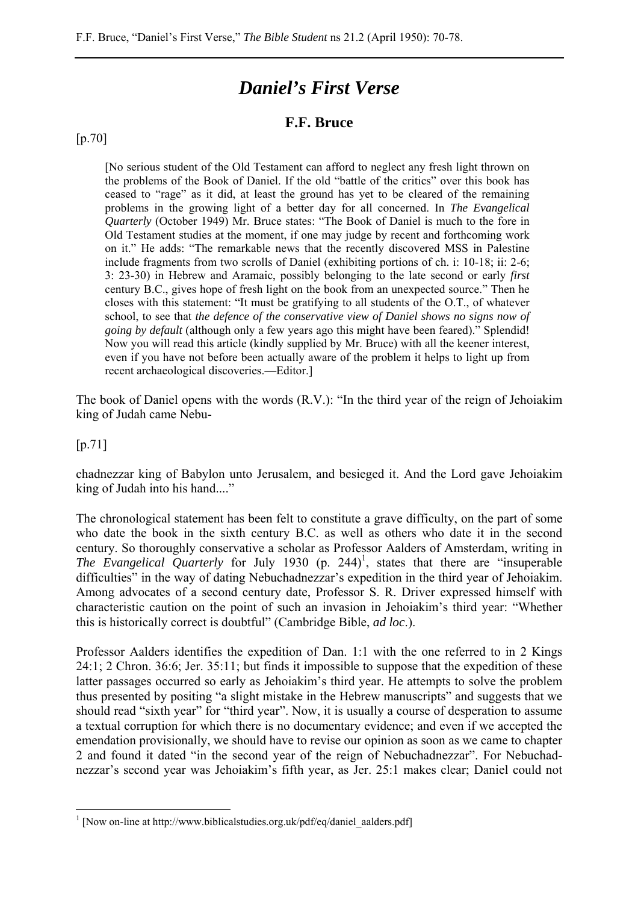# *Daniel's First Verse*

## F.F. Bruce

[p.70]

> [No serious student of the Old Testament can afford to neglect any fresh light thrown on the problems of the Book of Daniel. If the old "battle of the critics" over this book has ceased to "rage" as it did, at least the ground has yet to be cleared of the remaining problems in the growing light of a better day for all concerned. In *The Evangelical Quarterly* (October 1949) Mr. Bruce states: "The Book of Daniel is much to the fore in Old Testament studies at the moment, if one may judge by recent and forthcoming work on it." He adds: "The remarkable news that the recently discovered MSS in Palestine include fragments from two scrolls of Daniel (exhibiting portions of ch. i: 10-18; ii: 2-6; 3: 23-30) in Hebrew and Aramaic, possibly belonging to the late second or early *first* century B.C., gives hope of fresh light on the book from an unexpected source." Then he closes with this statement: "It must be gratifying to all students of the O.T., of whatever school, to see that *the defence of the conservative view of Daniel shows no signs now of going by default* (although only a few years ago this might have been feared)." Splendid! Now you will read this article (kindly supplied by Mr. Bruce) with all the keener interest, even if you have not before been actually aware of the problem it helps to light up from recent archaeological discoveries.—Editor.]

The book of Daniel opens with the words (R.V.): "In the third year of the reign of Jehoiakim king of Judah came Nebu-

[p.71]

chadnezzar king of Babylon unto Jerusalem, and besieged it. And the Lord gave Jehoiakim king of Judah into his hand...."

The chronological statement has been felt to constitute a grave difficulty, on the part of some who date the book in the sixth century B.C. as well as others who date it in the second century. So thoroughly conservative a scholar as Professor Aalders of Amsterdam, writing in *The Evangelical Quarterly* for July 1930 (p. 244)[1], states that there are "insuperable difficulties" in the way of dating Nebuchadnezzar's expedition in the third year of Jehoiakim. Among advocates of a second century date, Professor S. R. Driver expressed himself with characteristic caution on the point of such an invasion in Jehoiakim's third year: "Whether this is historically correct is doubtful" (Cambridge Bible, *ad loc*.).

Professor Aalders identifies the expedition of Dan. 1:1 with the one referred to in 2 Kings 24:1; 2 Chron. 36:6; Jer. 35:11; but finds it impossible to suppose that the expedition of these latter passages occurred so early as Jehoiakim's third year. He attempts to solve the problem thus presented by positing "a slight mistake in the Hebrew manuscripts" and suggests that we should read "sixth year" for "third year". Now, it is usually a course of desperation to assume a textual corruption for which there is no documentary evidence; and even if we accepted the emendation provisionally, we should have to revise our opinion as soon as we came to chapter 2 and found it dated "in the second year of the reign of Nebuchadnezzar". For Nebuchadnezzar's second year was Jehoiakim's fifth year, as Jer. 25:1 makes clear; Daniel could not

---

[1] [Now on-line at http://www.biblicalstudies.org.uk/pdf/eq/daniel_aalders.pdf]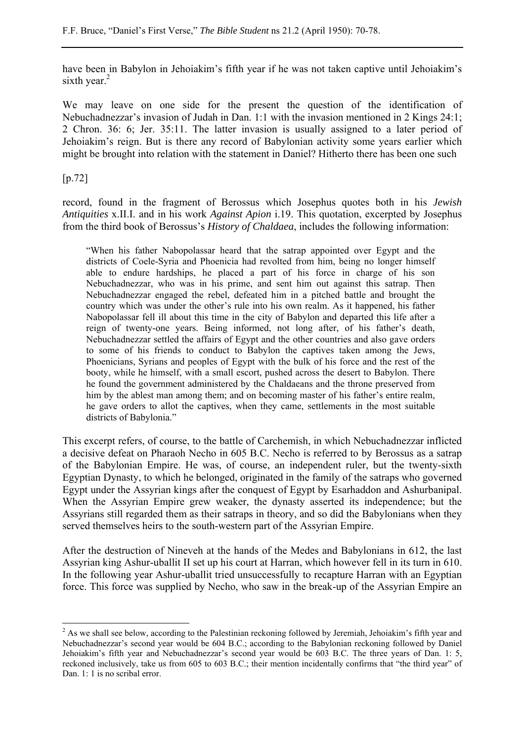have been in Babylon in Jehoiakim's fifth year if he was not taken captive until Jehoiakim's sixth year.[2]

We may leave on one side for the present the question of the identification of Nebuchadnezzar's invasion of Judah in Dan. 1:1 with the invasion mentioned in 2 Kings 24:1; 2 Chron. 36: 6; Jer. 35:11. The latter invasion is usually assigned to a later period of Jehoiakim's reign. But is there any record of Babylonian activity some years earlier which might be brought into relation with the statement in Daniel? Hitherto there has been one such

[p.72]

record, found in the fragment of Berossus which Josephus quotes both in his *Jewish Antiquities* x.II.I. and in his work *Against Apion* i.19. This quotation, excerpted by Josephus from the third book of Berossus's *History of Chaldaea*, includes the following information:

> "When his father Nabopolassar heard that the satrap appointed over Egypt and the districts of Coele-Syria and Phoenicia had revolted from him, being no longer himself able to endure hardships, he placed a part of his force in charge of his son Nebuchadnezzar, who was in his prime, and sent him out against this satrap. Then Nebuchadnezzar engaged the rebel, defeated him in a pitched battle and brought the country which was under the other's rule into his own realm. As it happened, his father Nabopolassar fell ill about this time in the city of Babylon and departed this life after a reign of twenty-one years. Being informed, not long after, of his father's death, Nebuchadnezzar settled the affairs of Egypt and the other countries and also gave orders to some of his friends to conduct to Babylon the captives taken among the Jews, Phoenicians, Syrians and peoples of Egypt with the bulk of his force and the rest of the booty, while he himself, with a small escort, pushed across the desert to Babylon. There he found the government administered by the Chaldaeans and the throne preserved from him by the ablest man among them; and on becoming master of his father's entire realm, he gave orders to allot the captives, when they came, settlements in the most suitable districts of Babylonia."

This excerpt refers, of course, to the battle of Carchemish, in which Nebuchadnezzar inflicted a decisive defeat on Pharaoh Necho in 605 B.C. Necho is referred to by Berossus as a satrap of the Babylonian Empire. He was, of course, an independent ruler, but the twenty-sixth Egyptian Dynasty, to which he belonged, originated in the family of the satraps who governed Egypt under the Assyrian kings after the conquest of Egypt by Esarhaddon and Ashurbanipal. When the Assyrian Empire grew weaker, the dynasty asserted its independence; but the Assyrians still regarded them as their satraps in theory, and so did the Babylonians when they served themselves heirs to the south-western part of the Assyrian Empire.

After the destruction of Nineveh at the hands of the Medes and Babylonians in 612, the last Assyrian king Ashur-uballit II set up his court at Harran, which however fell in its turn in 610. In the following year Ashur-uballit tried unsuccessfully to recapture Harran with an Egyptian force. This force was supplied by Necho, who saw in the break-up of the Assyrian Empire an

[2] As we shall see below, according to the Palestinian reckoning followed by Jeremiah, Jehoiakim's fifth year and Nebuchadnezzar's second year would be 604 B.C.; according to the Babylonian reckoning followed by Daniel Jehoiakim's fifth year and Nebuchadnezzar's second year would be 603 B.C. The three years of Dan. 1: 5, reckoned inclusively, take us from 605 to 603 B.C.; their mention incidentally confirms that "the third year" of Dan. 1: 1 is no scribal error.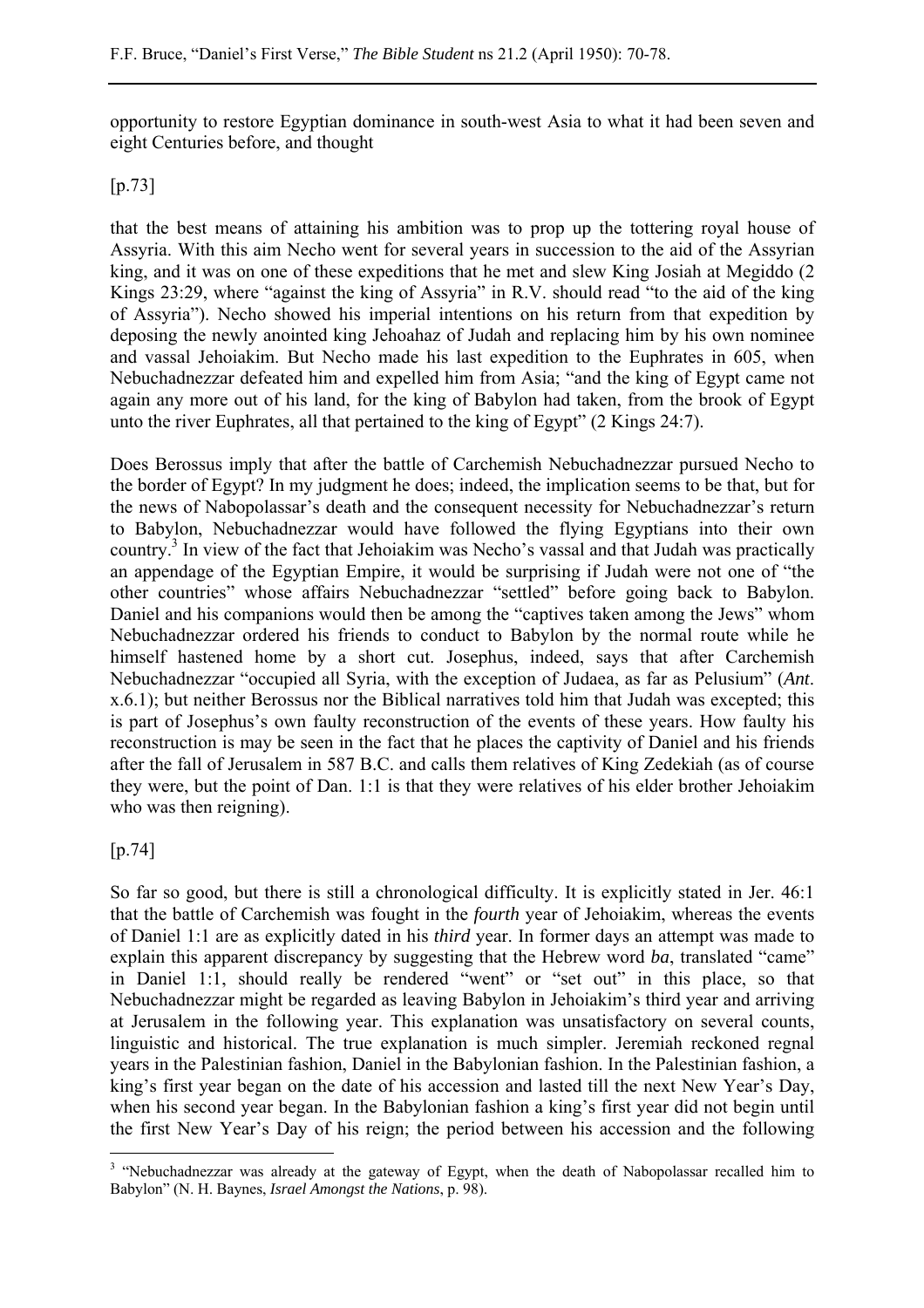opportunity to restore Egyptian dominance in south-west Asia to what it had been seven and eight Centuries before, and thought

[p.73]

that the best means of attaining his ambition was to prop up the tottering royal house of Assyria. With this aim Necho went for several years in succession to the aid of the Assyrian king, and it was on one of these expeditions that he met and slew King Josiah at Megiddo (2 Kings 23:29, where "against the king of Assyria" in R.V. should read "to the aid of the king of Assyria"). Necho showed his imperial intentions on his return from that expedition by deposing the newly anointed king Jehoahaz of Judah and replacing him by his own nominee and vassal Jehoiakim. But Necho made his last expedition to the Euphrates in 605, when Nebuchadnezzar defeated him and expelled him from Asia; "and the king of Egypt came not again any more out of his land, for the king of Babylon had taken, from the brook of Egypt unto the river Euphrates, all that pertained to the king of Egypt" (2 Kings 24:7).

Does Berossus imply that after the battle of Carchemish Nebuchadnezzar pursued Necho to the border of Egypt? In my judgment he does; indeed, the implication seems to be that, but for the news of Nabopolassar's death and the consequent necessity for Nebuchadnezzar's return to Babylon, Nebuchadnezzar would have followed the flying Egyptians into their own country.[3] In view of the fact that Jehoiakim was Necho's vassal and that Judah was practically an appendage of the Egyptian Empire, it would be surprising if Judah were not one of "the other countries" whose affairs Nebuchadnezzar "settled" before going back to Babylon. Daniel and his companions would then be among the "captives taken among the Jews" whom Nebuchadnezzar ordered his friends to conduct to Babylon by the normal route while he himself hastened home by a short cut. Josephus, indeed, says that after Carchemish Nebuchadnezzar "occupied all Syria, with the exception of Judaea, as far as Pelusium" (*Ant*. x.6.1); but neither Berossus nor the Biblical narratives told him that Judah was excepted; this is part of Josephus's own faulty reconstruction of the events of these years. How faulty his reconstruction is may be seen in the fact that he places the captivity of Daniel and his friends after the fall of Jerusalem in 587 B.C. and calls them relatives of King Zedekiah (as of course they were, but the point of Dan. 1:1 is that they were relatives of his elder brother Jehoiakim who was then reigning).

[p.74]

So far so good, but there is still a chronological difficulty. It is explicitly stated in Jer. 46:1 that the battle of Carchemish was fought in the *fourth* year of Jehoiakim, whereas the events of Daniel 1:1 are as explicitly dated in his *third* year. In former days an attempt was made to explain this apparent discrepancy by suggesting that the Hebrew word *ba*, translated "came" in Daniel 1:1, should really be rendered "went" or "set out" in this place, so that Nebuchadnezzar might be regarded as leaving Babylon in Jehoiakim's third year and arriving at Jerusalem in the following year. This explanation was unsatisfactory on several counts, linguistic and historical. The true explanation is much simpler. Jeremiah reckoned regnal years in the Palestinian fashion, Daniel in the Babylonian fashion. In the Palestinian fashion, a king's first year began on the date of his accession and lasted till the next New Year's Day, when his second year began. In the Babylonian fashion a king's first year did not begin until the first New Year's Day of his reign; the period between his accession and the following

---

[3] "Nebuchadnezzar was already at the gateway of Egypt, when the death of Nabopolassar recalled him to Babylon" (N. H. Baynes, *Israel Amongst the Nations*, p. 98).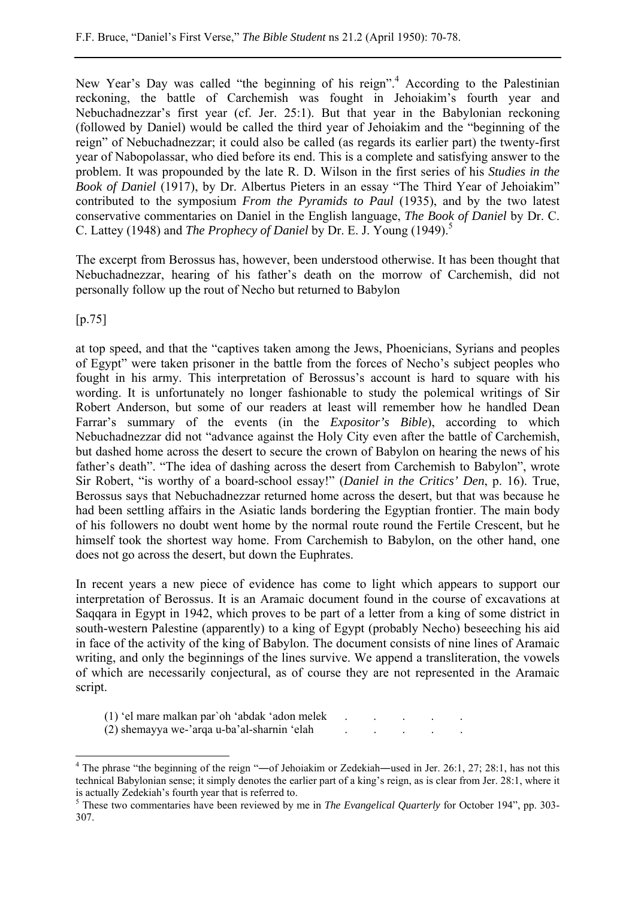New Year's Day was called "the beginning of his reign".[4] According to the Palestinian reckoning, the battle of Carchemish was fought in Jehoiakim's fourth year and Nebuchadnezzar's first year (cf. Jer. 25:1). But that year in the Babylonian reckoning (followed by Daniel) would be called the third year of Jehoiakim and the "beginning of the reign" of Nebuchadnezzar; it could also be called (as regards its earlier part) the twenty-first year of Nabopolassar, who died before its end. This is a complete and satisfying answer to the problem. It was propounded by the late R. D. Wilson in the first series of his *Studies in the Book of Daniel* (1917), by Dr. Albertus Pieters in an essay "The Third Year of Jehoiakim" contributed to the symposium *From the Pyramids to Paul* (1935), and by the two latest conservative commentaries on Daniel in the English language, *The Book of Daniel* by Dr. C. C. Lattey (1948) and *The Prophecy of Daniel* by Dr. E. J. Young (1949).[5]

The excerpt from Berossus has, however, been understood otherwise. It has been thought that Nebuchadnezzar, hearing of his father's death on the morrow of Carchemish, did not personally follow up the rout of Necho but returned to Babylon

[p.75]

at top speed, and that the "captives taken among the Jews, Phoenicians, Syrians and peoples of Egypt" were taken prisoner in the battle from the forces of Necho's subject peoples who fought in his army. This interpretation of Berossus's account is hard to square with his wording. It is unfortunately no longer fashionable to study the polemical writings of Sir Robert Anderson, but some of our readers at least will remember how he handled Dean Farrar's summary of the events (in the *Expositor's Bible*), according to which Nebuchadnezzar did not "advance against the Holy City even after the battle of Carchemish, but dashed home across the desert to secure the crown of Babylon on hearing the news of his father's death". "The idea of dashing across the desert from Carchemish to Babylon", wrote Sir Robert, "is worthy of a board-school essay!" (*Daniel in the Critics' Den*, p. 16). True, Berossus says that Nebuchadnezzar returned home across the desert, but that was because he had been settling affairs in the Asiatic lands bordering the Egyptian frontier. The main body of his followers no doubt went home by the normal route round the Fertile Crescent, but he himself took the shortest way home. From Carchemish to Babylon, on the other hand, one does not go across the desert, but down the Euphrates.

In recent years a new piece of evidence has come to light which appears to support our interpretation of Berossus. It is an Aramaic document found in the course of excavations at Saqqara in Egypt in 1942, which proves to be part of a letter from a king of some district in south-western Palestine (apparently) to a king of Egypt (probably Necho) beseeching his aid in face of the activity of the king of Babylon. The document consists of nine lines of Aramaic writing, and only the beginnings of the lines survive. We append a transliteration, the vowels of which are necessarily conjectural, as of course they are not represented in the Aramaic script.

(1) 'el mare malkan par`oh 'abdak 'adon melek . . . . .
(2) shemayya we-'arqa u-ba'al-sharnin 'elah . . . . .

---

[4] The phrase "the beginning of the reign "―of Jehoiakim or Zedekiah―used in Jer. 26:1, 27; 28:1, has not this technical Babylonian sense; it simply denotes the earlier part of a king's reign, as is clear from Jer. 28:1, where it is actually Zedekiah's fourth year that is referred to.

[5] These two commentaries have been reviewed by me in *The Evangelical Quarterly* for October 194", pp. 303-307.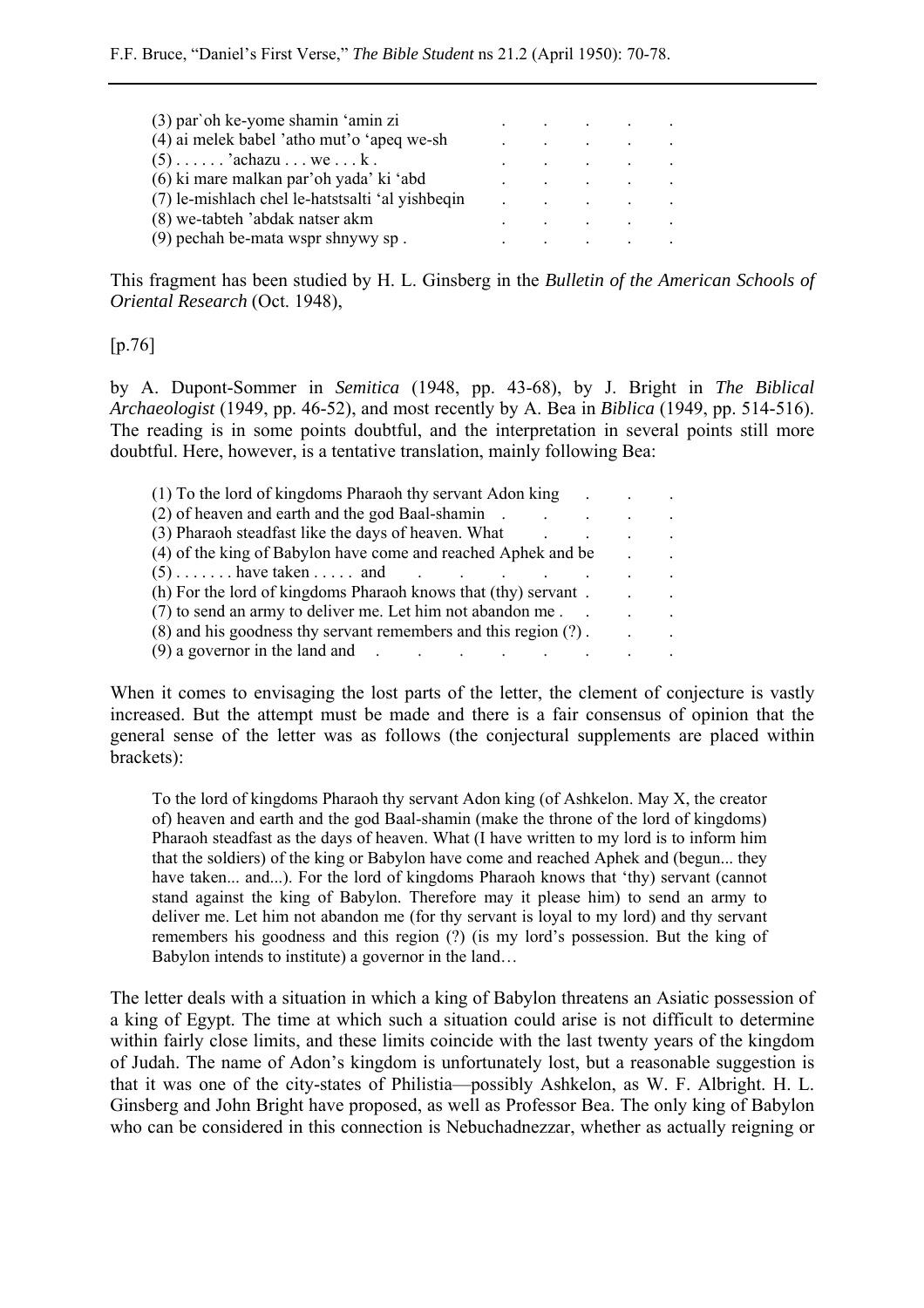(3) par`oh ke-yome shamin ‘amin zi . . . . .
(4) ai melek babel ’atho mut’o ‘apeq we-sh . . . . .
(5) . . . . . . ’achazu . . . we . . . k . . . . . .
(6) ki mare malkan par’oh yada’ ki ‘abd . . . . .
(7) le-mishlach chel le-hatstsalti ‘al yishbeqin . . . . .
(8) we-tabteh ’abdak natser akm . . . . .
(9) pechah be-mata wspr shnywy sp . . . . . .

This fragment has been studied by H. L. Ginsberg in the *Bulletin of the American Schools of Oriental Research* (Oct. 1948),

[p.76]

by A. Dupont-Sommer in *Semitica* (1948, pp. 43-68), by J. Bright in *The Biblical Archaeologist* (1949, pp. 46-52), and most recently by A. Bea in *Biblica* (1949, pp. 514-516). The reading is in some points doubtful, and the interpretation in several points still more doubtful. Here, however, is a tentative translation, mainly following Bea:

(1) To the lord of kingdoms Pharaoh thy servant Adon king . . .
(2) of heaven and earth and the god Baal-shamin . . . . .
(3) Pharaoh steadfast like the days of heaven. What . . . .
(4) of the king of Babylon have come and reached Aphek and be . .
(5) . . . . . . . have taken . . . . . and . . . . . . . .
(h) For the lord of kingdoms Pharaoh knows that (thy) servant . . .
(7) to send an army to deliver me. Let him not abandon me . . . .
(8) and his goodness thy servant remembers and this region (?) . . .
(9) a governor in the land and . . . . . . . .

When it comes to envisaging the lost parts of the letter, the clement of conjecture is vastly increased. But the attempt must be made and there is a fair consensus of opinion that the general sense of the letter was as follows (the conjectural supplements are placed within brackets):

> To the lord of kingdoms Pharaoh thy servant Adon king (of Ashkelon. May X, the creator of) heaven and earth and the god Baal-shamin (make the throne of the lord of kingdoms) Pharaoh steadfast as the days of heaven. What (I have written to my lord is to inform him that the soldiers) of the king or Babylon have come and reached Aphek and (begun... they have taken... and...). For the lord of kingdoms Pharaoh knows that ‘thy) servant (cannot stand against the king of Babylon. Therefore may it please him) to send an army to deliver me. Let him not abandon me (for thy servant is loyal to my lord) and thy servant remembers his goodness and this region (?) (is my lord’s possession. But the king of Babylon intends to institute) a governor in the land…

The letter deals with a situation in which a king of Babylon threatens an Asiatic possession of a king of Egypt. The time at which such a situation could arise is not difficult to determine within fairly close limits, and these limits coincide with the last twenty years of the kingdom of Judah. The name of Adon’s kingdom is unfortunately lost, but a reasonable suggestion is that it was one of the city-states of Philistia—possibly Ashkelon, as W. F. Albright. H. L. Ginsberg and John Bright have proposed, as well as Professor Bea. The only king of Babylon who can be considered in this connection is Nebuchadnezzar, whether as actually reigning or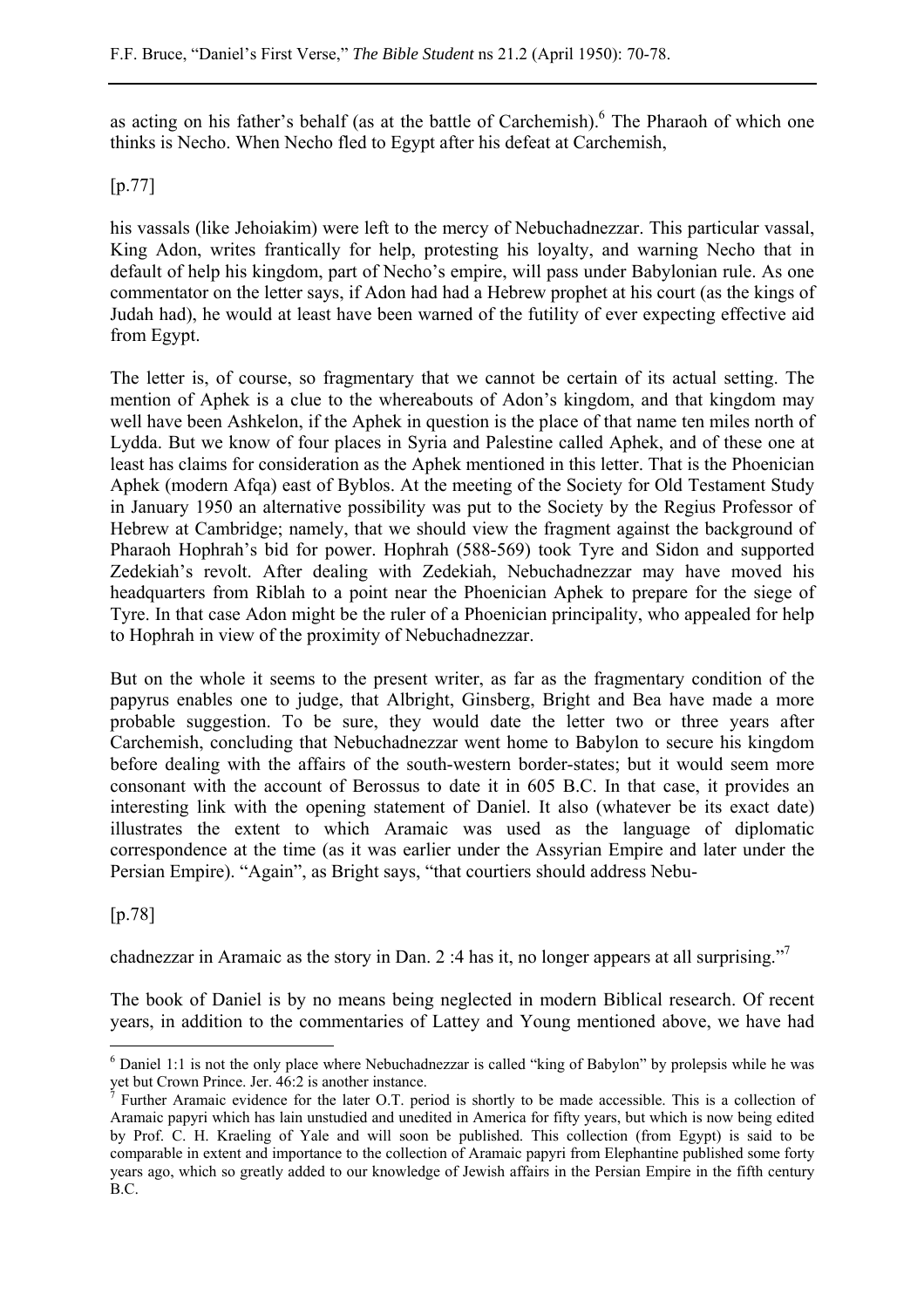as acting on his father's behalf (as at the battle of Carchemish).[6] The Pharaoh of which one thinks is Necho. When Necho fled to Egypt after his defeat at Carchemish,

[p.77]

his vassals (like Jehoiakim) were left to the mercy of Nebuchadnezzar. This particular vassal, King Adon, writes frantically for help, protesting his loyalty, and warning Necho that in default of help his kingdom, part of Necho's empire, will pass under Babylonian rule. As one commentator on the letter says, if Adon had had a Hebrew prophet at his court (as the kings of Judah had), he would at least have been warned of the futility of ever expecting effective aid from Egypt.

The letter is, of course, so fragmentary that we cannot be certain of its actual setting. The mention of Aphek is a clue to the whereabouts of Adon's kingdom, and that kingdom may well have been Ashkelon, if the Aphek in question is the place of that name ten miles north of Lydda. But we know of four places in Syria and Palestine called Aphek, and of these one at least has claims for consideration as the Aphek mentioned in this letter. That is the Phoenician Aphek (modern Afqa) east of Byblos. At the meeting of the Society for Old Testament Study in January 1950 an alternative possibility was put to the Society by the Regius Professor of Hebrew at Cambridge; namely, that we should view the fragment against the background of Pharaoh Hophrah's bid for power. Hophrah (588-569) took Tyre and Sidon and supported Zedekiah's revolt. After dealing with Zedekiah, Nebuchadnezzar may have moved his headquarters from Riblah to a point near the Phoenician Aphek to prepare for the siege of Tyre. In that case Adon might be the ruler of a Phoenician principality, who appealed for help to Hophrah in view of the proximity of Nebuchadnezzar.

But on the whole it seems to the present writer, as far as the fragmentary condition of the papyrus enables one to judge, that Albright, Ginsberg, Bright and Bea have made a more probable suggestion. To be sure, they would date the letter two or three years after Carchemish, concluding that Nebuchadnezzar went home to Babylon to secure his kingdom before dealing with the affairs of the south-western border-states; but it would seem more consonant with the account of Berossus to date it in 605 B.C. In that case, it provides an interesting link with the opening statement of Daniel. It also (whatever be its exact date) illustrates the extent to which Aramaic was used as the language of diplomatic correspondence at the time (as it was earlier under the Assyrian Empire and later under the Persian Empire). "Again", as Bright says, "that courtiers should address Nebu-

[p.78]

chadnezzar in Aramaic as the story in Dan. 2 :4 has it, no longer appears at all surprising."[7]

The book of Daniel is by no means being neglected in modern Biblical research. Of recent years, in addition to the commentaries of Lattey and Young mentioned above, we have had

---

[6] Daniel 1:1 is not the only place where Nebuchadnezzar is called "king of Babylon" by prolepsis while he was yet but Crown Prince. Jer. 46:2 is another instance.

[7] Further Aramaic evidence for the later O.T. period is shortly to be made accessible. This is a collection of Aramaic papyri which has lain unstudied and unedited in America for fifty years, but which is now being edited by Prof. C. H. Kraeling of Yale and will soon be published. This collection (from Egypt) is said to be comparable in extent and importance to the collection of Aramaic papyri from Elephantine published some forty years ago, which so greatly added to our knowledge of Jewish affairs in the Persian Empire in the fifth century B.C.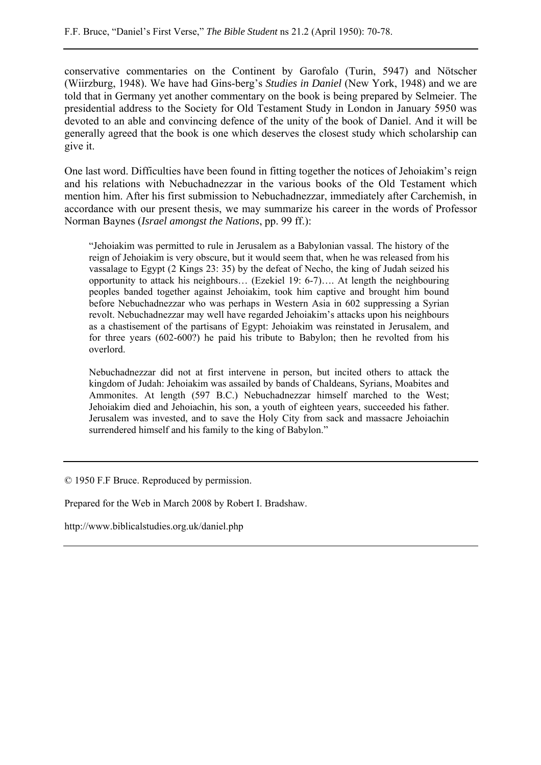conservative commentaries on the Continent by Garofalo (Turin, 5947) and Nötscher (Wiirzburg, 1948). We have had Gins-berg's *Studies in Daniel* (New York, 1948) and we are told that in Germany yet another commentary on the book is being prepared by Selmeier. The presidential address to the Society for Old Testament Study in London in January 5950 was devoted to an able and convincing defence of the unity of the book of Daniel. And it will be generally agreed that the book is one which deserves the closest study which scholarship can give it.

One last word. Difficulties have been found in fitting together the notices of Jehoiakim's reign and his relations with Nebuchadnezzar in the various books of the Old Testament which mention him. After his first submission to Nebuchadnezzar, immediately after Carchemish, in accordance with our present thesis, we may summarize his career in the words of Professor Norman Baynes (***Israel amongst the Nations***, pp. 99 ff.):

> "Jehoiakim was permitted to rule in Jerusalem as a Babylonian vassal. The history of the reign of Jehoiakim is very obscure, but it would seem that, when he was released from his vassalage to Egypt (2 Kings 23: 35) by the defeat of Necho, the king of Judah seized his opportunity to attack his neighbours… (Ezekiel 19: 6-7)…. At length the neighbouring peoples banded together against Jehoiakim, took him captive and brought him bound before Nebuchadnezzar who was perhaps in Western Asia in 602 suppressing a Syrian revolt. Nebuchadnezzar may well have regarded Jehoiakim's attacks upon his neighbours as a chastisement of the partisans of Egypt: Jehoiakim was reinstated in Jerusalem, and for three years (602-600?) he paid his tribute to Babylon; then he revolted from his overlord.
>
> Nebuchadnezzar did not at first intervene in person, but incited others to attack the kingdom of Judah: Jehoiakim was assailed by bands of Chaldeans, Syrians, Moabites and Ammonites. At length (597 B.C.) Nebuchadnezzar himself marched to the West; Jehoiakim died and Jehoiachin, his son, a youth of eighteen years, succeeded his father. Jerusalem was invested, and to save the Holy City from sack and massacre Jehoiachin surrendered himself and his family to the king of Babylon."

---

© 1950 F.F Bruce. Reproduced by permission.

Prepared for the Web in March 2008 by Robert I. Bradshaw.

http://www.biblicalstudies.org.uk/daniel.php